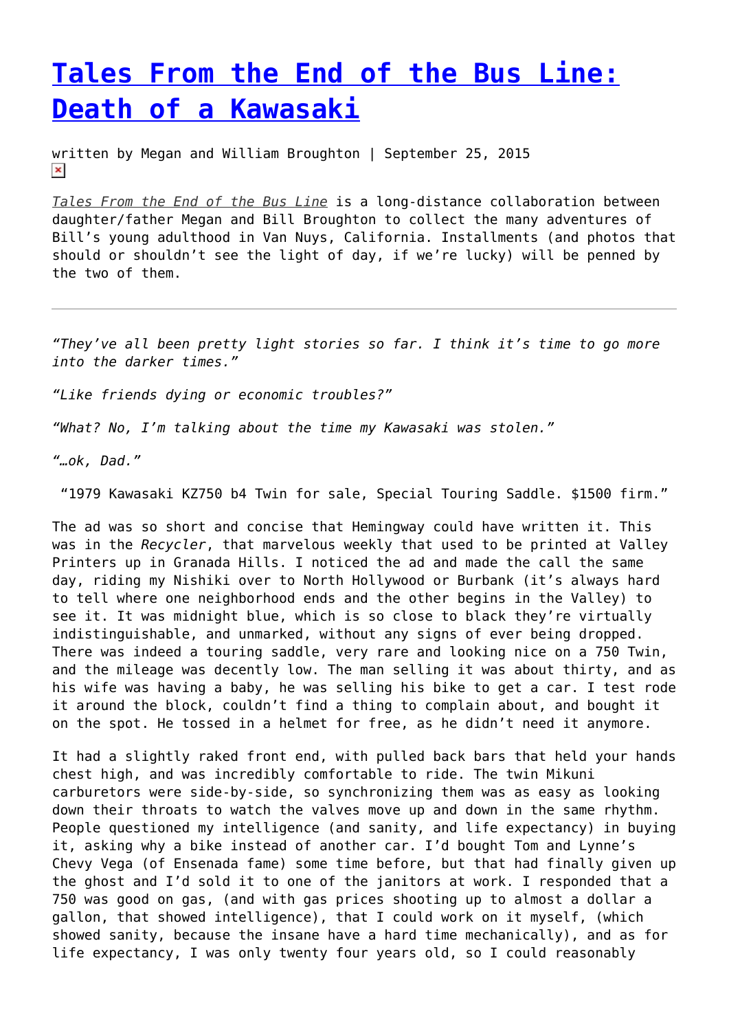# [Tales From the End of the Bus Line: Death of a Kawasaki]()

written by Megan and William Broughton | September 25, 2015

*[Tales From the End of the Bus Line]()* is a long-distance collaboration between daughter/father Megan and Bill Broughton to collect the many adventures of Bill's young adulthood in Van Nuys, California. Installments (and photos that should or shouldn't see the light of day, if we're lucky) will be penned by the two of them.

---

*"They've all been pretty light stories so far. I think it's time to go more into the darker times."*

*"Like friends dying or economic troubles?"*

*"What? No, I'm talking about the time my Kawasaki was stolen."*

*"…ok, Dad."*

"1979 Kawasaki KZ750 b4 Twin for sale, Special Touring Saddle. $1500 firm."

The ad was so short and concise that Hemingway could have written it. This was in the *Recycler*, that marvelous weekly that used to be printed at Valley Printers up in Granada Hills. I noticed the ad and made the call the same day, riding my Nishiki over to North Hollywood or Burbank (it's always hard to tell where one neighborhood ends and the other begins in the Valley) to see it. It was midnight blue, which is so close to black they're virtually indistinguishable, and unmarked, without any signs of ever being dropped. There was indeed a touring saddle, very rare and looking nice on a 750 Twin, and the mileage was decently low. The man selling it was about thirty, and as his wife was having a baby, he was selling his bike to get a car. I test rode it around the block, couldn't find a thing to complain about, and bought it on the spot. He tossed in a helmet for free, as he didn't need it anymore.

It had a slightly raked front end, with pulled back bars that held your hands chest high, and was incredibly comfortable to ride. The twin Mikuni carburetors were side-by-side, so synchronizing them was as easy as looking down their throats to watch the valves move up and down in the same rhythm. People questioned my intelligence (and sanity, and life expectancy) in buying it, asking why a bike instead of another car. I'd bought Tom and Lynne's Chevy Vega (of Ensenada fame) some time before, but that had finally given up the ghost and I'd sold it to one of the janitors at work. I responded that a 750 was good on gas, (and with gas prices shooting up to almost a dollar a gallon, that showed intelligence), that I could work on it myself, (which showed sanity, because the insane have a hard time mechanically), and as for life expectancy, I was only twenty four years old, so I could reasonably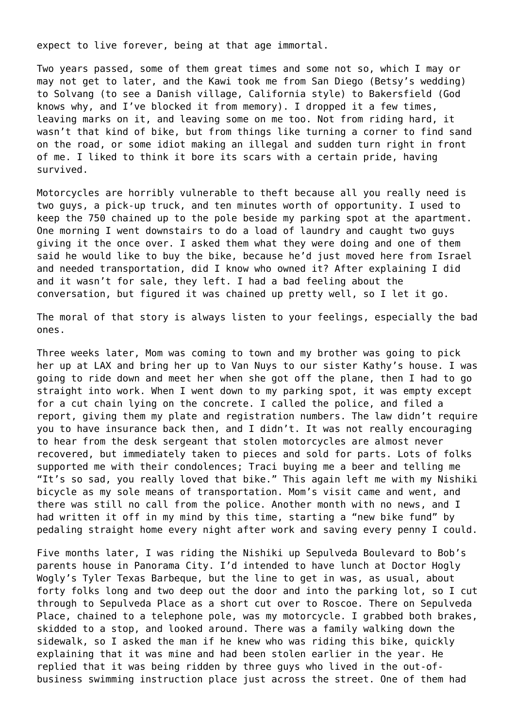expect to live forever, being at that age immortal.

Two years passed, some of them great times and some not so, which I may or may not get to later, and the Kawi took me from San Diego (Betsy's wedding) to Solvang (to see a Danish village, California style) to Bakersfield (God knows why, and I've blocked it from memory). I dropped it a few times, leaving marks on it, and leaving some on me too. Not from riding hard, it wasn't that kind of bike, but from things like turning a corner to find sand on the road, or some idiot making an illegal and sudden turn right in front of me. I liked to think it bore its scars with a certain pride, having survived.

Motorcycles are horribly vulnerable to theft because all you really need is two guys, a pick-up truck, and ten minutes worth of opportunity. I used to keep the 750 chained up to the pole beside my parking spot at the apartment. One morning I went downstairs to do a load of laundry and caught two guys giving it the once over. I asked them what they were doing and one of them said he would like to buy the bike, because he'd just moved here from Israel and needed transportation, did I know who owned it? After explaining I did and it wasn't for sale, they left. I had a bad feeling about the conversation, but figured it was chained up pretty well, so I let it go.

The moral of that story is always listen to your feelings, especially the bad ones.

Three weeks later, Mom was coming to town and my brother was going to pick her up at LAX and bring her up to Van Nuys to our sister Kathy's house. I was going to ride down and meet her when she got off the plane, then I had to go straight into work. When I went down to my parking spot, it was empty except for a cut chain lying on the concrete. I called the police, and filed a report, giving them my plate and registration numbers. The law didn't require you to have insurance back then, and I didn't. It was not really encouraging to hear from the desk sergeant that stolen motorcycles are almost never recovered, but immediately taken to pieces and sold for parts. Lots of folks supported me with their condolences; Traci buying me a beer and telling me "It's so sad, you really loved that bike." This again left me with my Nishiki bicycle as my sole means of transportation. Mom's visit came and went, and there was still no call from the police. Another month with no news, and I had written it off in my mind by this time, starting a "new bike fund" by pedaling straight home every night after work and saving every penny I could.

Five months later, I was riding the Nishiki up Sepulveda Boulevard to Bob's parents house in Panorama City. I'd intended to have lunch at Doctor Hogly Wogly's Tyler Texas Barbeque, but the line to get in was, as usual, about forty folks long and two deep out the door and into the parking lot, so I cut through to Sepulveda Place as a short cut over to Roscoe. There on Sepulveda Place, chained to a telephone pole, was my motorcycle. I grabbed both brakes, skidded to a stop, and looked around. There was a family walking down the sidewalk, so I asked the man if he knew who was riding this bike, quickly explaining that it was mine and had been stolen earlier in the year. He replied that it was being ridden by three guys who lived in the out-of-business swimming instruction place just across the street. One of them had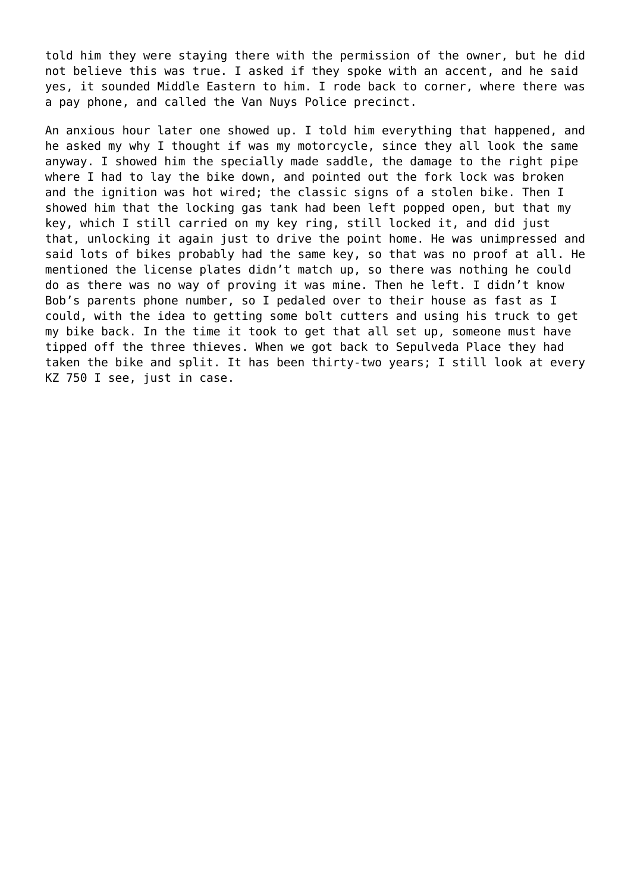told him they were staying there with the permission of the owner, but he did not believe this was true. I asked if they spoke with an accent, and he said yes, it sounded Middle Eastern to him. I rode back to corner, where there was a pay phone, and called the Van Nuys Police precinct.

An anxious hour later one showed up. I told him everything that happened, and he asked my why I thought if was my motorcycle, since they all look the same anyway. I showed him the specially made saddle, the damage to the right pipe where I had to lay the bike down, and pointed out the fork lock was broken and the ignition was hot wired; the classic signs of a stolen bike. Then I showed him that the locking gas tank had been left popped open, but that my key, which I still carried on my key ring, still locked it, and did just that, unlocking it again just to drive the point home. He was unimpressed and said lots of bikes probably had the same key, so that was no proof at all. He mentioned the license plates didn't match up, so there was nothing he could do as there was no way of proving it was mine. Then he left. I didn't know Bob's parents phone number, so I pedaled over to their house as fast as I could, with the idea to getting some bolt cutters and using his truck to get my bike back. In the time it took to get that all set up, someone must have tipped off the three thieves. When we got back to Sepulveda Place they had taken the bike and split. It has been thirty-two years; I still look at every KZ 750 I see, just in case.